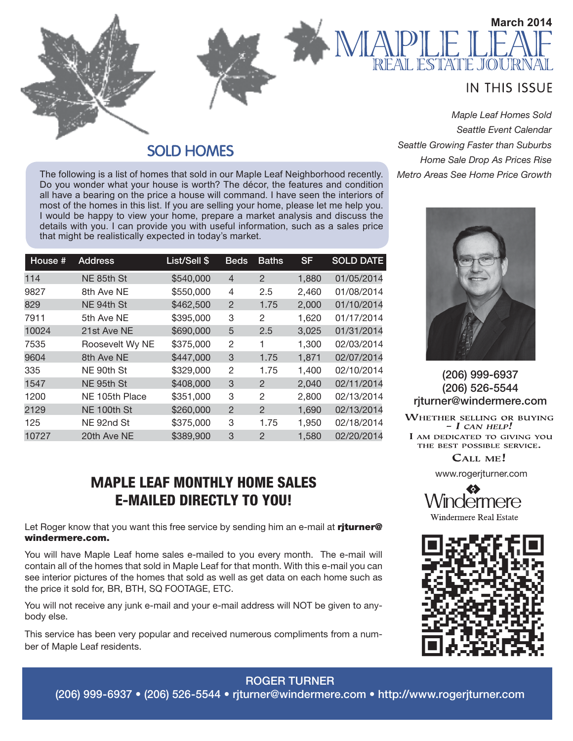March 2014

# MAPLE LEAF
## REAL ESTATE JOURNAL

### IN THIS ISSUE

*Maple Leaf Homes Sold*
*Seattle Event Calendar*
*Seattle Growing Faster than Suburbs*
*Home Sale Drop As Prices Rise*
*Metro Areas See Home Price Growth*

## SOLD HOMES

The following is a list of homes that sold in our Maple Leaf Neighborhood recently. Do you wonder what your house is worth? The décor, the features and condition all have a bearing on the price a house will command. I have seen the interiors of most of the homes in this list. If you are selling your home, please let me help you. I would be happy to view your home, prepare a market analysis and discuss the details with you. I can provide you with useful information, such as a sales price that might be realistically expected in today's market.

| House # | Address | List/Sell $ | Beds | Baths | SF | SOLD DATE |
|---|---|---|---|---|---|---|
| 114 | NE 85th St | $540,000 | 4 | 2 | 1,880 | 01/05/2014 |
| 9827 | 8th Ave NE | $550,000 | 4 | 2.5 | 2,460 | 01/08/2014 |
| 829 | NE 94th St | $462,500 | 2 | 1.75 | 2,000 | 01/10/2014 |
| 7911 | 5th Ave NE | $395,000 | 3 | 2 | 1,620 | 01/17/2014 |
| 10024 | 21st Ave NE | $690,000 | 5 | 2.5 | 3,025 | 01/31/2014 |
| 7535 | Roosevelt Wy NE | $375,000 | 2 | 1 | 1,300 | 02/03/2014 |
| 9604 | 8th Ave NE | $447,000 | 3 | 1.75 | 1,871 | 02/07/2014 |
| 335 | NE 90th St | $329,000 | 2 | 1.75 | 1,400 | 02/10/2014 |
| 1547 | NE 95th St | $408,000 | 3 | 2 | 2,040 | 02/11/2014 |
| 1200 | NE 105th Place | $351,000 | 3 | 2 | 2,800 | 02/13/2014 |
| 2129 | NE 100th St | $260,000 | 2 | 2 | 1,690 | 02/13/2014 |
| 125 | NE 92nd St | $375,000 | 3 | 1.75 | 1,950 | 02/18/2014 |
| 10727 | 20th Ave NE | $389,900 | 3 | 2 | 1,580 | 02/20/2014 |

## MAPLE LEAF MONTHLY HOME SALES E-MAILED DIRECTLY TO YOU!

Let Roger know that you want this free service by sending him an e-mail at **rjturner@windermere.com.**

You will have Maple Leaf home sales e-mailed to you every month. The e-mail will contain all of the homes that sold in Maple Leaf for that month. With this e-mail you can see interior pictures of the homes that sold as well as get data on each home such as the price it sold for, BR, BTH, SQ FOOTAGE, ETC.

You will not receive any junk e-mail and your e-mail address will NOT be given to anybody else.

This service has been very popular and received numerous compliments from a number of Maple Leaf residents.

(206) 999-6937
(206) 526-5544
rjturner@windermere.com

WHETHER SELLING OR BUYING – *I CAN HELP!*
I AM DEDICATED TO GIVING YOU THE BEST POSSIBLE SERVICE.
CALL ME!

www.rogerjturner.com

Windermere
Windermere Real Estate

**ROGER TURNER**
(206) 999-6937 • (206) 526-5544 • rjturner@windermere.com • http://www.rogerjturner.com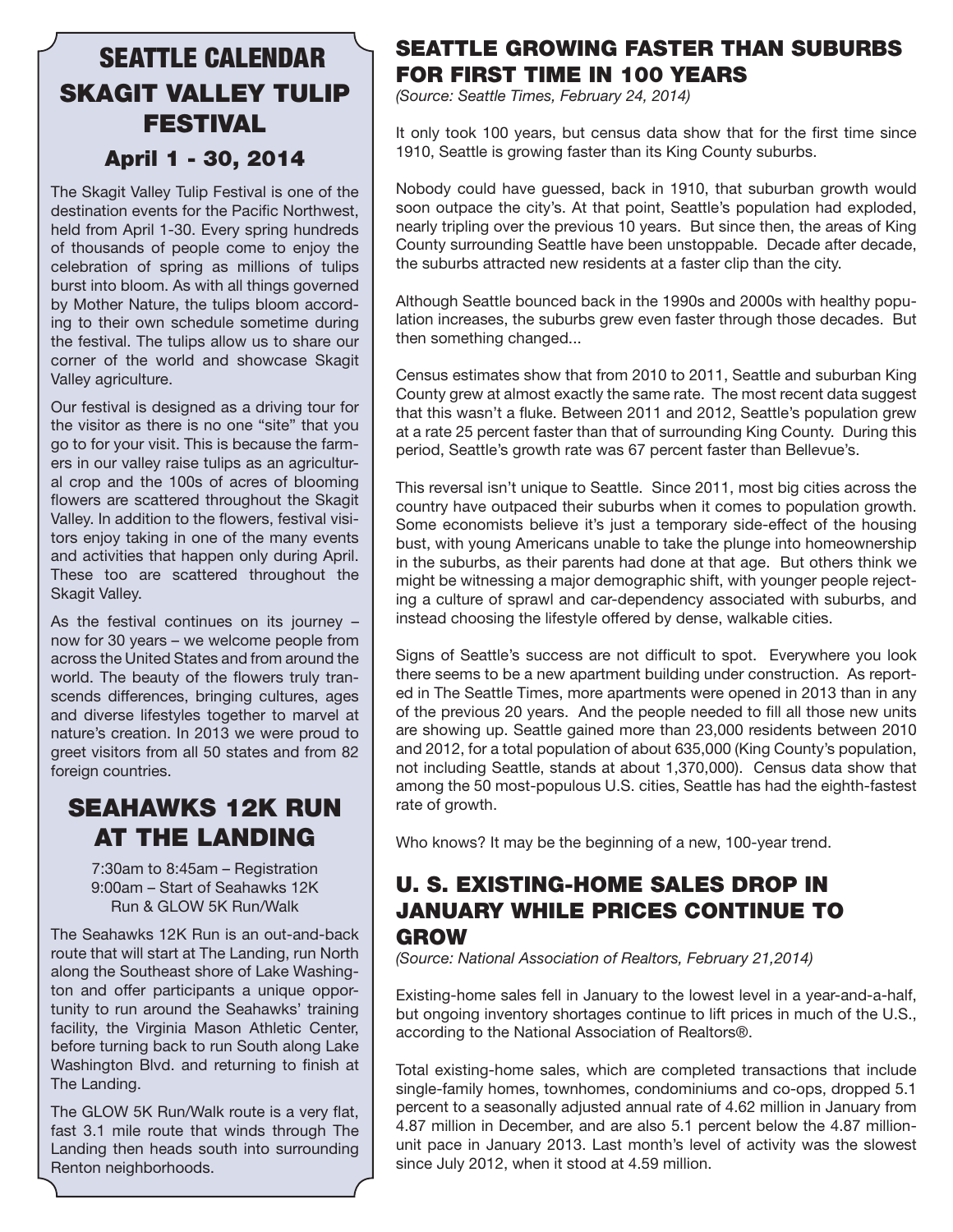# SEATTLE CALENDAR

## SKAGIT VALLEY TULIP FESTIVAL

### April 1 - 30, 2014

The Skagit Valley Tulip Festival is one of the destination events for the Pacific Northwest, held from April 1-30. Every spring hundreds of thousands of people come to enjoy the celebration of spring as millions of tulips burst into bloom. As with all things governed by Mother Nature, the tulips bloom according to their own schedule sometime during the festival. The tulips allow us to share our corner of the world and showcase Skagit Valley agriculture.

Our festival is designed as a driving tour for the visitor as there is no one "site" that you go to for your visit. This is because the farmers in our valley raise tulips as an agricultural crop and the 100s of acres of blooming flowers are scattered throughout the Skagit Valley. In addition to the flowers, festival visitors enjoy taking in one of the many events and activities that happen only during April. These too are scattered throughout the Skagit Valley.

As the festival continues on its journey – now for 30 years – we welcome people from across the United States and from around the world. The beauty of the flowers truly transcends differences, bringing cultures, ages and diverse lifestyles together to marvel at nature's creation. In 2013 we were proud to greet visitors from all 50 states and from 82 foreign countries.

## SEAHAWKS 12K RUN AT THE LANDING

7:30am to 8:45am – Registration
9:00am – Start of Seahawks 12K Run & GLOW 5K Run/Walk

The Seahawks 12K Run is an out-and-back route that will start at The Landing, run North along the Southeast shore of Lake Washington and offer participants a unique opportunity to run around the Seahawks' training facility, the Virginia Mason Athletic Center, before turning back to run South along Lake Washington Blvd. and returning to finish at The Landing.

The GLOW 5K Run/Walk route is a very flat, fast 3.1 mile route that winds through The Landing then heads south into surrounding Renton neighborhoods.

## SEATTLE GROWING FASTER THAN SUBURBS FOR FIRST TIME IN 100 YEARS

*(Source: Seattle Times, February 24, 2014)*

It only took 100 years, but census data show that for the first time since 1910, Seattle is growing faster than its King County suburbs.

Nobody could have guessed, back in 1910, that suburban growth would soon outpace the city's. At that point, Seattle's population had exploded, nearly tripling over the previous 10 years. But since then, the areas of King County surrounding Seattle have been unstoppable. Decade after decade, the suburbs attracted new residents at a faster clip than the city.

Although Seattle bounced back in the 1990s and 2000s with healthy population increases, the suburbs grew even faster through those decades. But then something changed...

Census estimates show that from 2010 to 2011, Seattle and suburban King County grew at almost exactly the same rate. The most recent data suggest that this wasn't a fluke. Between 2011 and 2012, Seattle's population grew at a rate 25 percent faster than that of surrounding King County. During this period, Seattle's growth rate was 67 percent faster than Bellevue's.

This reversal isn't unique to Seattle. Since 2011, most big cities across the country have outpaced their suburbs when it comes to population growth. Some economists believe it's just a temporary side-effect of the housing bust, with young Americans unable to take the plunge into homeownership in the suburbs, as their parents had done at that age. But others think we might be witnessing a major demographic shift, with younger people rejecting a culture of sprawl and car-dependency associated with suburbs, and instead choosing the lifestyle offered by dense, walkable cities.

Signs of Seattle's success are not difficult to spot. Everywhere you look there seems to be a new apartment building under construction. As reported in The Seattle Times, more apartments were opened in 2013 than in any of the previous 20 years. And the people needed to fill all those new units are showing up. Seattle gained more than 23,000 residents between 2010 and 2012, for a total population of about 635,000 (King County's population, not including Seattle, stands at about 1,370,000). Census data show that among the 50 most-populous U.S. cities, Seattle has had the eighth-fastest rate of growth.

Who knows? It may be the beginning of a new, 100-year trend.

## U. S. EXISTING-HOME SALES DROP IN JANUARY WHILE PRICES CONTINUE TO GROW

*(Source: National Association of Realtors, February 21,2014)*

Existing-home sales fell in January to the lowest level in a year-and-a-half, but ongoing inventory shortages continue to lift prices in much of the U.S., according to the National Association of Realtors®.

Total existing-home sales, which are completed transactions that include single-family homes, townhomes, condominiums and co-ops, dropped 5.1 percent to a seasonally adjusted annual rate of 4.62 million in January from 4.87 million in December, and are also 5.1 percent below the 4.87 million-unit pace in January 2013. Last month's level of activity was the slowest since July 2012, when it stood at 4.59 million.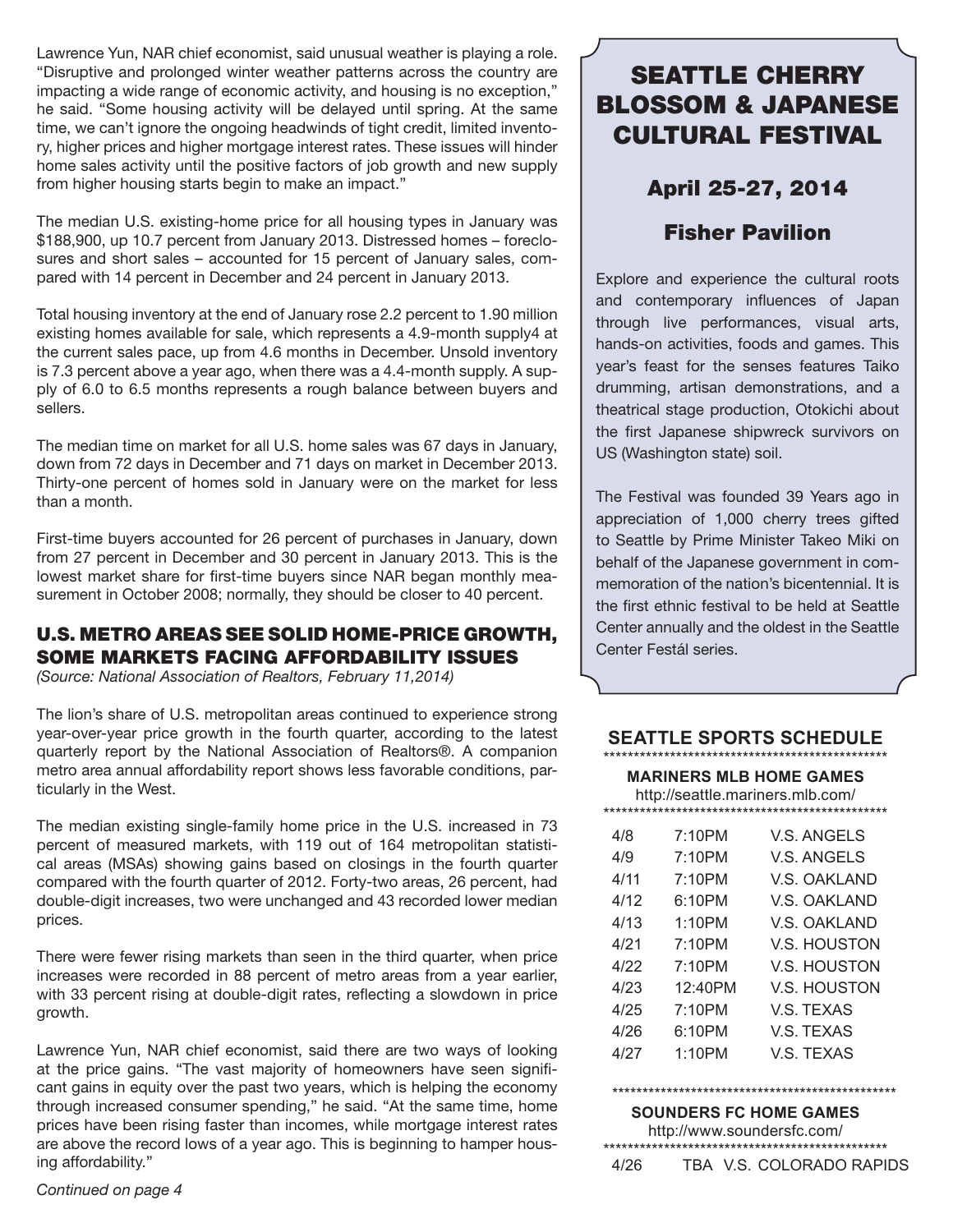Lawrence Yun, NAR chief economist, said unusual weather is playing a role. "Disruptive and prolonged winter weather patterns across the country are impacting a wide range of economic activity, and housing is no exception," he said. "Some housing activity will be delayed until spring. At the same time, we can't ignore the ongoing headwinds of tight credit, limited inventory, higher prices and higher mortgage interest rates. These issues will hinder home sales activity until the positive factors of job growth and new supply from higher housing starts begin to make an impact."

The median U.S. existing-home price for all housing types in January was $188,900, up 10.7 percent from January 2013. Distressed homes – foreclosures and short sales – accounted for 15 percent of January sales, compared with 14 percent in December and 24 percent in January 2013.

Total housing inventory at the end of January rose 2.2 percent to 1.90 million existing homes available for sale, which represents a 4.9-month supply4 at the current sales pace, up from 4.6 months in December. Unsold inventory is 7.3 percent above a year ago, when there was a 4.4-month supply. A supply of 6.0 to 6.5 months represents a rough balance between buyers and sellers.

The median time on market for all U.S. home sales was 67 days in January, down from 72 days in December and 71 days on market in December 2013. Thirty-one percent of homes sold in January were on the market for less than a month.

First-time buyers accounted for 26 percent of purchases in January, down from 27 percent in December and 30 percent in January 2013. This is the lowest market share for first-time buyers since NAR began monthly measurement in October 2008; normally, they should be closer to 40 percent.

## U.S. METRO AREAS SEE SOLID HOME-PRICE GROWTH, SOME MARKETS FACING AFFORDABILITY ISSUES

*(Source: National Association of Realtors, February 11,2014)*

The lion's share of U.S. metropolitan areas continued to experience strong year-over-year price growth in the fourth quarter, according to the latest quarterly report by the National Association of Realtors®. A companion metro area annual affordability report shows less favorable conditions, particularly in the West.

The median existing single-family home price in the U.S. increased in 73 percent of measured markets, with 119 out of 164 metropolitan statistical areas (MSAs) showing gains based on closings in the fourth quarter compared with the fourth quarter of 2012. Forty-two areas, 26 percent, had double-digit increases, two were unchanged and 43 recorded lower median prices.

There were fewer rising markets than seen in the third quarter, when price increases were recorded in 88 percent of metro areas from a year earlier, with 33 percent rising at double-digit rates, reflecting a slowdown in price growth.

Lawrence Yun, NAR chief economist, said there are two ways of looking at the price gains. "The vast majority of homeowners have seen significant gains in equity over the past two years, which is helping the economy through increased consumer spending," he said. "At the same time, home prices have been rising faster than incomes, while mortgage interest rates are above the record lows of a year ago. This is beginning to hamper housing affordability."

*Continued on page 4*

## SEATTLE CHERRY BLOSSOM & JAPANESE CULTURAL FESTIVAL

### April 25-27, 2014

### Fisher Pavilion

Explore and experience the cultural roots and contemporary influences of Japan through live performances, visual arts, hands-on activities, foods and games. This year's feast for the senses features Taiko drumming, artisan demonstrations, and a theatrical stage production, Otokichi about the first Japanese shipwreck survivors on US (Washington state) soil.

The Festival was founded 39 Years ago in appreciation of 1,000 cherry trees gifted to Seattle by Prime Minister Takeo Miki on behalf of the Japanese government in commemoration of the nation's bicentennial. It is the first ethnic festival to be held at Seattle Center annually and the oldest in the Seattle Center Festál series.

## SEATTLE SPORTS SCHEDULE

**MARINERS MLB HOME GAMES**

http://seattle.mariners.mlb.com/

| Date | Time | Opponent |
|---|---|---|
| 4/8 | 7:10PM | V.S. ANGELS |
| 4/9 | 7:10PM | V.S. ANGELS |
| 4/11 | 7:10PM | V.S. OAKLAND |
| 4/12 | 6:10PM | V.S. OAKLAND |
| 4/13 | 1:10PM | V.S. OAKLAND |
| 4/21 | 7:10PM | V.S. HOUSTON |
| 4/22 | 7:10PM | V.S. HOUSTON |
| 4/23 | 12:40PM | V.S. HOUSTON |
| 4/25 | 7:10PM | V.S. TEXAS |
| 4/26 | 6:10PM | V.S. TEXAS |
| 4/27 | 1:10PM | V.S. TEXAS |

**SOUNDERS FC HOME GAMES**

http://www.soundersfc.com/

| Date | Time | Opponent |
|---|---|---|
| 4/26 | TBA | V.S. COLORADO RAPIDS |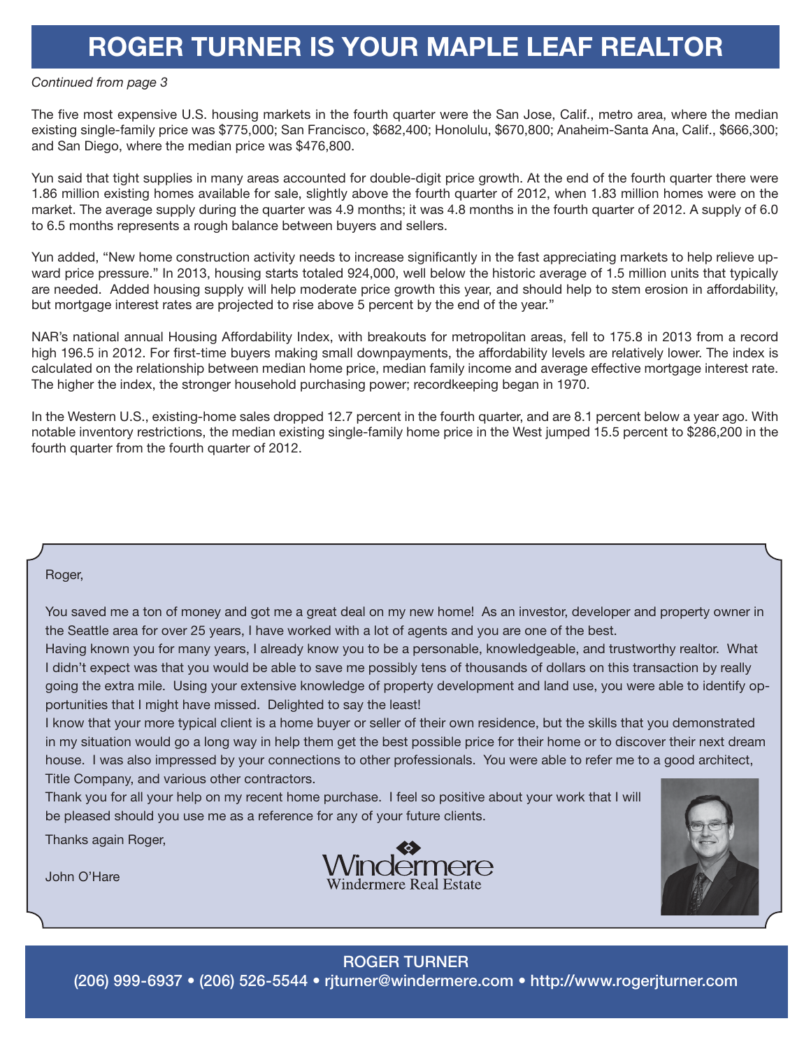# ROGER TURNER IS YOUR MAPLE LEAF REALTOR

*Continued from page 3*

The five most expensive U.S. housing markets in the fourth quarter were the San Jose, Calif., metro area, where the median existing single-family price was $775,000; San Francisco, $682,400; Honolulu, $670,800; Anaheim-Santa Ana, Calif., $666,300; and San Diego, where the median price was $476,800.

Yun said that tight supplies in many areas accounted for double-digit price growth. At the end of the fourth quarter there were 1.86 million existing homes available for sale, slightly above the fourth quarter of 2012, when 1.83 million homes were on the market. The average supply during the quarter was 4.9 months; it was 4.8 months in the fourth quarter of 2012. A supply of 6.0 to 6.5 months represents a rough balance between buyers and sellers.

Yun added, "New home construction activity needs to increase significantly in the fast appreciating markets to help relieve upward price pressure." In 2013, housing starts totaled 924,000, well below the historic average of 1.5 million units that typically are needed. Added housing supply will help moderate price growth this year, and should help to stem erosion in affordability, but mortgage interest rates are projected to rise above 5 percent by the end of the year."

NAR's national annual Housing Affordability Index, with breakouts for metropolitan areas, fell to 175.8 in 2013 from a record high 196.5 in 2012. For first-time buyers making small downpayments, the affordability levels are relatively lower. The index is calculated on the relationship between median home price, median family income and average effective mortgage interest rate. The higher the index, the stronger household purchasing power; recordkeeping began in 1970.

In the Western U.S., existing-home sales dropped 12.7 percent in the fourth quarter, and are 8.1 percent below a year ago. With notable inventory restrictions, the median existing single-family home price in the West jumped 15.5 percent to $286,200 in the fourth quarter from the fourth quarter of 2012.

Roger,

You saved me a ton of money and got me a great deal on my new home! As an investor, developer and property owner in the Seattle area for over 25 years, I have worked with a lot of agents and you are one of the best.

Having known you for many years, I already know you to be a personable, knowledgeable, and trustworthy realtor. What I didn't expect was that you would be able to save me possibly tens of thousands of dollars on this transaction by really going the extra mile. Using your extensive knowledge of property development and land use, you were able to identify opportunities that I might have missed. Delighted to say the least!

I know that your more typical client is a home buyer or seller of their own residence, but the skills that you demonstrated in my situation would go a long way in help them get the best possible price for their home or to discover their next dream house. I was also impressed by your connections to other professionals. You were able to refer me to a good architect, Title Company, and various other contractors.

Thank you for all your help on my recent home purchase. I feel so positive about your work that I will be pleased should you use me as a reference for any of your future clients.

Thanks again Roger,

John O'Hare

Windermere
Windermere Real Estate

**ROGER TURNER**

**(206) 999-6937 • (206) 526-5544 • rjturner@windermere.com • http://www.rogerjturner.com**